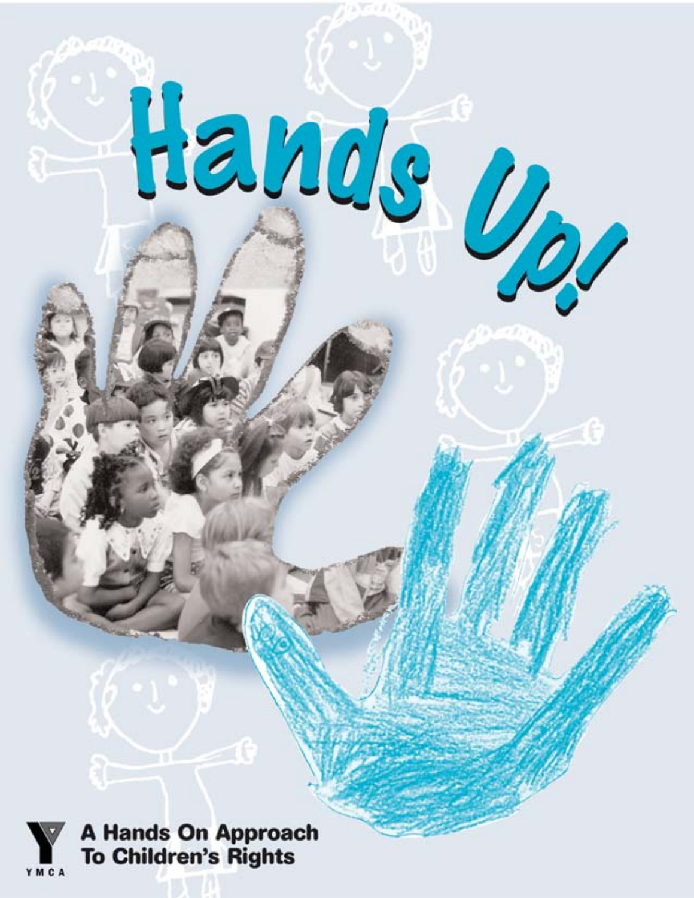# Hands Up!

YMCA

**A Hands On Approach To Children's Rights**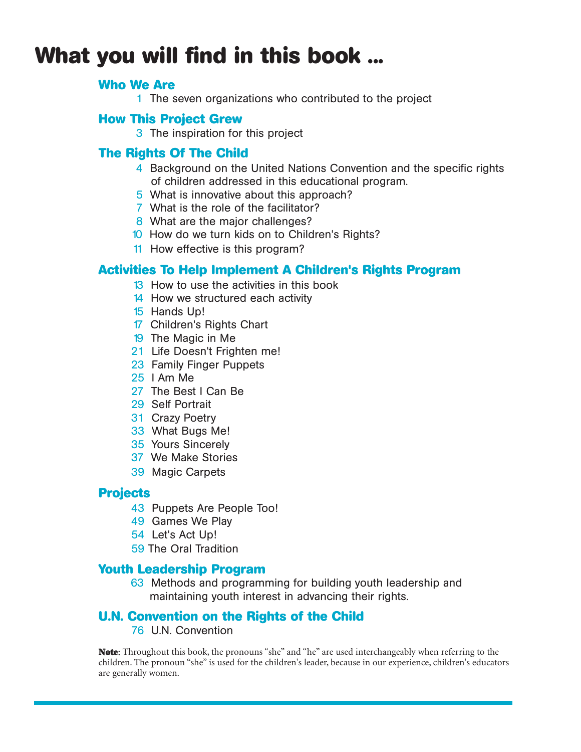# What you will find in this book ...

## Who We Are

1 The seven organizations who contributed to the project

## How This Project Grew

3 The inspiration for this project

## The Rights Of The Child

4 Background on the United Nations Convention and the specific rights of children addressed in this educational program.

5 What is innovative about this approach?

7 What is the role of the facilitator?

8 What are the major challenges?

10 How do we turn kids on to Children's Rights?

11 How effective is this program?

## Activities To Help Implement A Children's Rights Program

13 How to use the activities in this book

14 How we structured each activity

15 Hands Up!

17 Children's Rights Chart

19 The Magic in Me

21 Life Doesn't Frighten me!

23 Family Finger Puppets

25 I Am Me

27 The Best I Can Be

29 Self Portrait

31 Crazy Poetry

33 What Bugs Me!

35 Yours Sincerely

37 We Make Stories

39 Magic Carpets

## Projects

43 Puppets Are People Too!

49 Games We Play

54 Let's Act Up!

59 The Oral Tradition

## Youth Leadership Program

63 Methods and programming for building youth leadership and maintaining youth interest in advancing their rights.

## U.N. Convention on the Rights of the Child

76 U.N. Convention

**Note**: Throughout this book, the pronouns "she" and "he" are used interchangeably when referring to the children. The pronoun "she" is used for the children's leader, because in our experience, children's educators are generally women.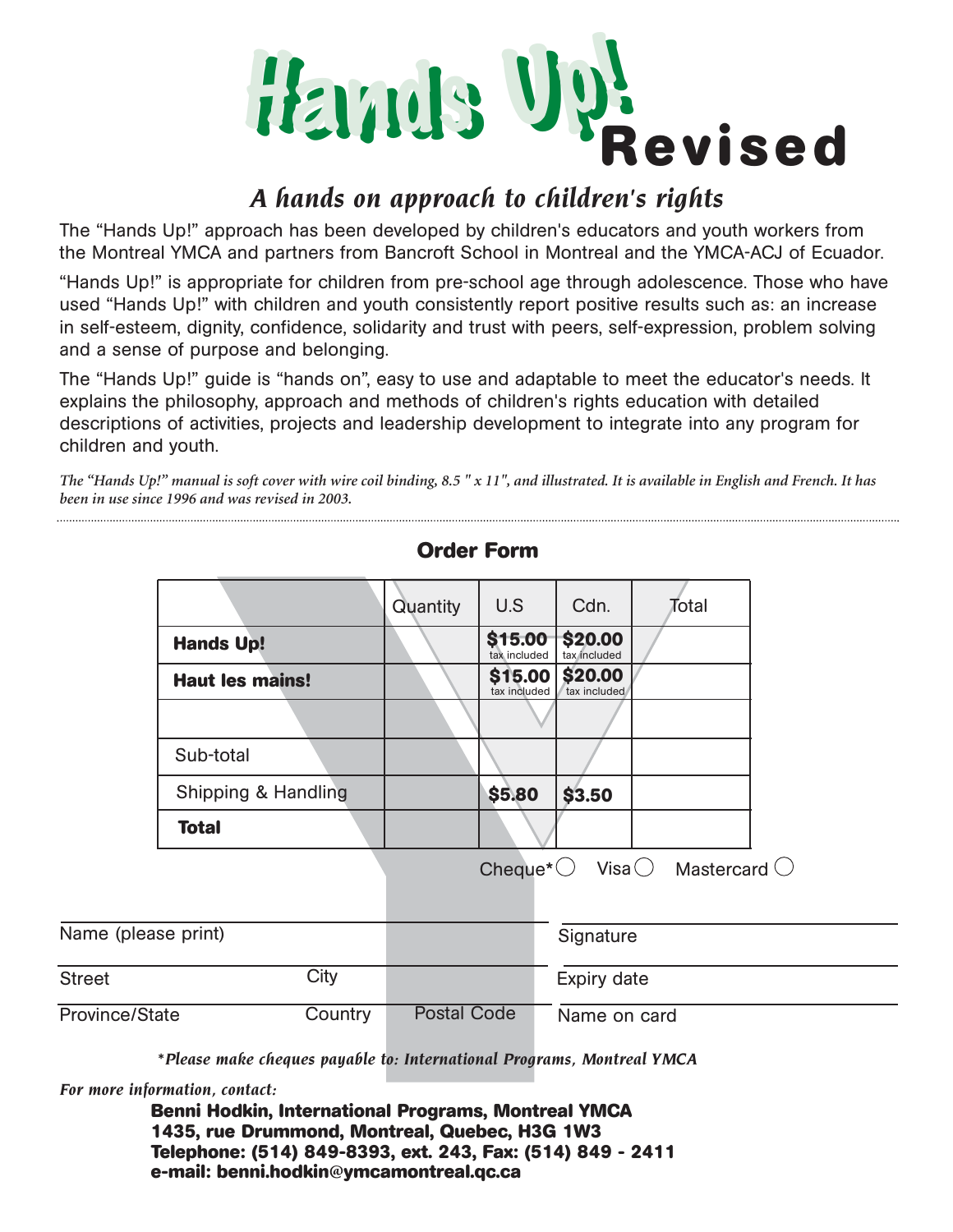# Hands Up! Revised

## *A hands on approach to children's rights*

The “Hands Up!” approach has been developed by children's educators and youth workers from the Montreal YMCA and partners from Bancroft School in Montreal and the YMCA-ACJ of Ecuador.

“Hands Up!” is appropriate for children from pre-school age through adolescence. Those who have used “Hands Up!” with children and youth consistently report positive results such as: an increase in self-esteem, dignity, confidence, solidarity and trust with peers, self-expression, problem solving and a sense of purpose and belonging.

The “Hands Up!” guide is “hands on”, easy to use and adaptable to meet the educator's needs. It explains the philosophy, approach and methods of children's rights education with detailed descriptions of activities, projects and leadership development to integrate into any program for children and youth.

*The “Hands Up!” manual is soft cover with wire coil binding, 8.5 " x 11", and illustrated. It is available in English and French. It has been in use since 1996 and was revised in 2003.*

---

## Order Form

| | Quantity | U.S | Cdn. | Total |
|---|---|---|---|---|
| **Hands Up!** | | **$15.00** tax included | **$20.00** tax included | |
| **Haut les mains!** | | **$15.00** tax included | **$20.00** tax included | |
| | | | | |
| Sub-total | | | | |
| Shipping & Handling | | **$5.80** | **$3.50** | |
| **Total** | | | | |

Cheque* ◯ Visa ◯ Mastercard ◯

Name (please print) ______________________ Signature ______________________

Street ______________ City ______________ Expiry date ______________________

Province/State ______________ Country ______________ Postal Code ______________ Name on card ______________________

*\*Please make cheques payable to: International Programs, Montreal YMCA*

*For more information, contact:*

**Benni Hodkin, International Programs, Montreal YMCA**
**1435, rue Drummond, Montreal, Quebec, H3G 1W3**
**Telephone: (514) 849-8393, ext. 243, Fax: (514) 849 - 2411**
**e-mail: benni.hodkin@ymcamontreal.qc.ca**